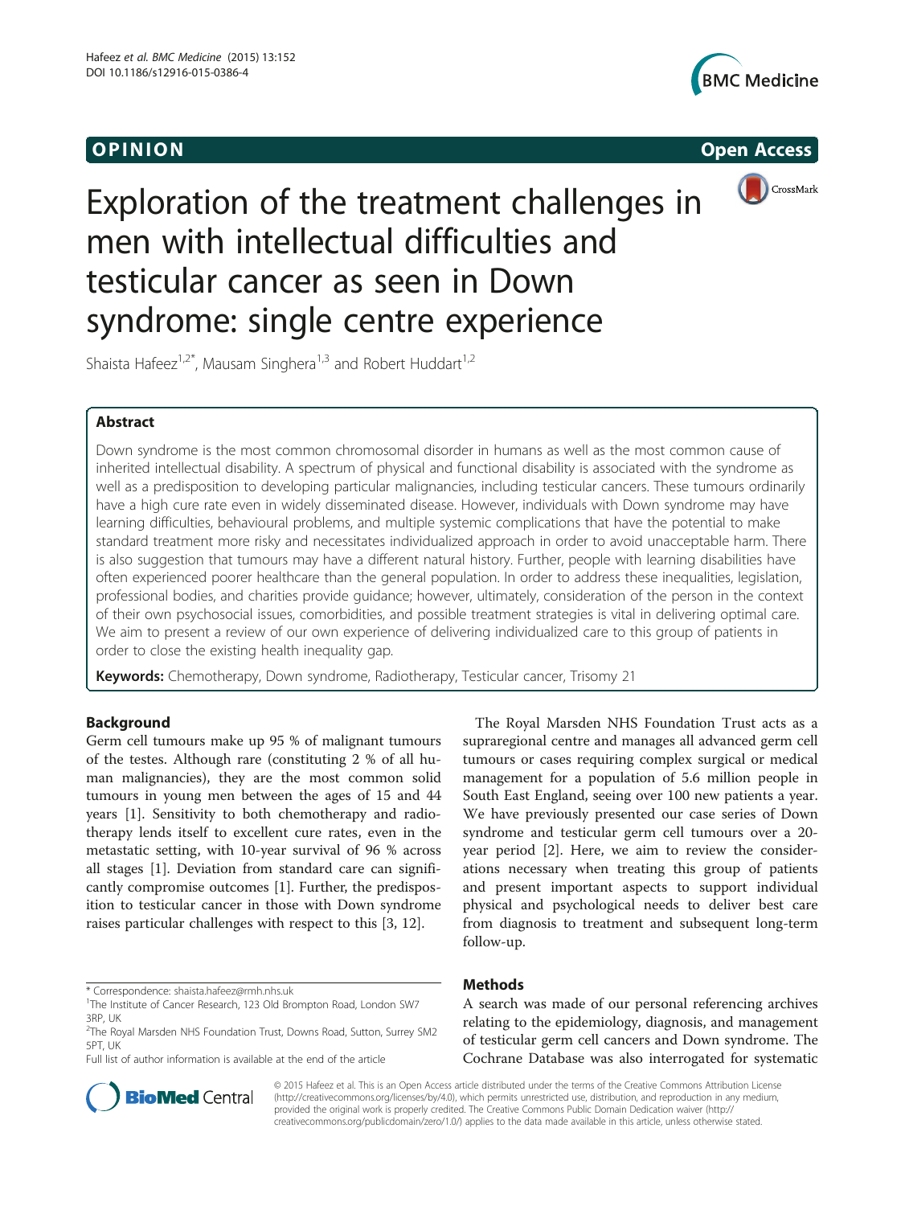OPINION Open Access

# Exploration of the treatment challenges in men with intellectual difficulties and testicular cancer as seen in Down syndrome: single centre experience

Shaista Hafeez[1,2*], Mausam Singhera[1,3] and Robert Huddart[1,2]

## Abstract

Down syndrome is the most common chromosomal disorder in humans as well as the most common cause of inherited intellectual disability. A spectrum of physical and functional disability is associated with the syndrome as well as a predisposition to developing particular malignancies, including testicular cancers. These tumours ordinarily have a high cure rate even in widely disseminated disease. However, individuals with Down syndrome may have learning difficulties, behavioural problems, and multiple systemic complications that have the potential to make standard treatment more risky and necessitates individualized approach in order to avoid unacceptable harm. There is also suggestion that tumours may have a different natural history. Further, people with learning disabilities have often experienced poorer healthcare than the general population. In order to address these inequalities, legislation, professional bodies, and charities provide guidance; however, ultimately, consideration of the person in the context of their own psychosocial issues, comorbidities, and possible treatment strategies is vital in delivering optimal care. We aim to present a review of our own experience of delivering individualized care to this group of patients in order to close the existing health inequality gap.

**Keywords:** Chemotherapy, Down syndrome, Radiotherapy, Testicular cancer, Trisomy 21

## Background

Germ cell tumours make up 95 % of malignant tumours of the testes. Although rare (constituting 2 % of all human malignancies), they are the most common solid tumours in young men between the ages of 15 and 44 years [1]. Sensitivity to both chemotherapy and radiotherapy lends itself to excellent cure rates, even in the metastatic setting, with 10-year survival of 96 % across all stages [1]. Deviation from standard care can significantly compromise outcomes [1]. Further, the predisposition to testicular cancer in those with Down syndrome raises particular challenges with respect to this [3, 12].

The Royal Marsden NHS Foundation Trust acts as a supraregional centre and manages all advanced germ cell tumours or cases requiring complex surgical or medical management for a population of 5.6 million people in South East England, seeing over 100 new patients a year. We have previously presented our case series of Down syndrome and testicular germ cell tumours over a 20-year period [2]. Here, we aim to review the considerations necessary when treating this group of patients and present important aspects to support individual physical and psychological needs to deliver best care from diagnosis to treatment and subsequent long-term follow-up.

## Methods

A search was made of our personal referencing archives relating to the epidemiology, diagnosis, and management of testicular germ cell cancers and Down syndrome. The Cochrane Database was also interrogated for systematic

* Correspondence: shaista.hafeez@rmh.nhs.uk
[1]The Institute of Cancer Research, 123 Old Brompton Road, London SW7 3RP, UK
[2]The Royal Marsden NHS Foundation Trust, Downs Road, Sutton, Surrey SM2 5PT, UK
Full list of author information is available at the end of the article

© 2015 Hafeez et al. This is an Open Access article distributed under the terms of the Creative Commons Attribution License (http://creativecommons.org/licenses/by/4.0), which permits unrestricted use, distribution, and reproduction in any medium, provided the original work is properly credited. The Creative Commons Public Domain Dedication waiver (http://creativecommons.org/publicdomain/zero/1.0/) applies to the data made available in this article, unless otherwise stated.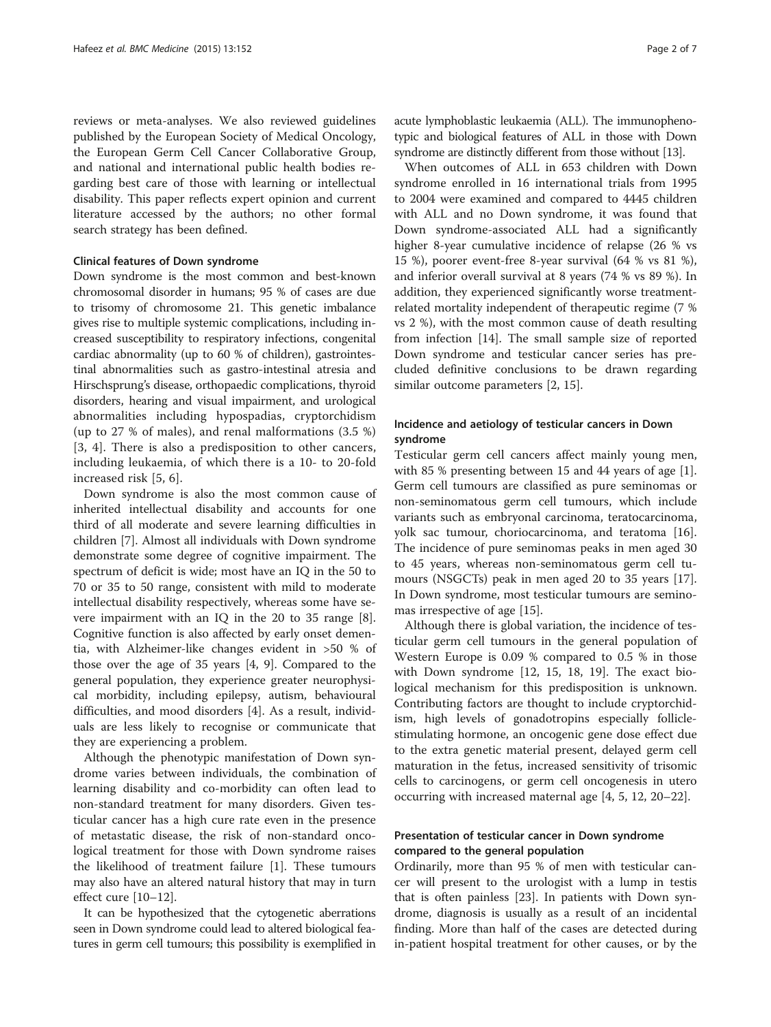reviews or meta-analyses. We also reviewed guidelines published by the European Society of Medical Oncology, the European Germ Cell Cancer Collaborative Group, and national and international public health bodies regarding best care of those with learning or intellectual disability. This paper reflects expert opinion and current literature accessed by the authors; no other formal search strategy has been defined.

### Clinical features of Down syndrome

Down syndrome is the most common and best-known chromosomal disorder in humans; 95 % of cases are due to trisomy of chromosome 21. This genetic imbalance gives rise to multiple systemic complications, including increased susceptibility to respiratory infections, congenital cardiac abnormality (up to 60 % of children), gastrointestinal abnormalities such as gastro-intestinal atresia and Hirschsprung's disease, orthopaedic complications, thyroid disorders, hearing and visual impairment, and urological abnormalities including hypospadias, cryptorchidism (up to 27 % of males), and renal malformations (3.5 %) [3, 4]. There is also a predisposition to other cancers, including leukaemia, of which there is a 10- to 20-fold increased risk [5, 6].

Down syndrome is also the most common cause of inherited intellectual disability and accounts for one third of all moderate and severe learning difficulties in children [7]. Almost all individuals with Down syndrome demonstrate some degree of cognitive impairment. The spectrum of deficit is wide; most have an IQ in the 50 to 70 or 35 to 50 range, consistent with mild to moderate intellectual disability respectively, whereas some have severe impairment with an IQ in the 20 to 35 range [8]. Cognitive function is also affected by early onset dementia, with Alzheimer-like changes evident in >50 % of those over the age of 35 years [4, 9]. Compared to the general population, they experience greater neurophysical morbidity, including epilepsy, autism, behavioural difficulties, and mood disorders [4]. As a result, individuals are less likely to recognise or communicate that they are experiencing a problem.

Although the phenotypic manifestation of Down syndrome varies between individuals, the combination of learning disability and co-morbidity can often lead to non-standard treatment for many disorders. Given testicular cancer has a high cure rate even in the presence of metastatic disease, the risk of non-standard oncological treatment for those with Down syndrome raises the likelihood of treatment failure [1]. These tumours may also have an altered natural history that may in turn effect cure [10–12].

It can be hypothesized that the cytogenetic aberrations seen in Down syndrome could lead to altered biological features in germ cell tumours; this possibility is exemplified in acute lymphoblastic leukaemia (ALL). The immunophenotypic and biological features of ALL in those with Down syndrome are distinctly different from those without [13].

When outcomes of ALL in 653 children with Down syndrome enrolled in 16 international trials from 1995 to 2004 were examined and compared to 4445 children with ALL and no Down syndrome, it was found that Down syndrome-associated ALL had a significantly higher 8-year cumulative incidence of relapse (26 % vs 15 %), poorer event-free 8-year survival (64 % vs 81 %), and inferior overall survival at 8 years (74 % vs 89 %). In addition, they experienced significantly worse treatment-related mortality independent of therapeutic regime (7 % vs 2 %), with the most common cause of death resulting from infection [14]. The small sample size of reported Down syndrome and testicular cancer series has precluded definitive conclusions to be drawn regarding similar outcome parameters [2, 15].

### Incidence and aetiology of testicular cancers in Down syndrome

Testicular germ cell cancers affect mainly young men, with 85 % presenting between 15 and 44 years of age [1]. Germ cell tumours are classified as pure seminomas or non-seminomatous germ cell tumours, which include variants such as embryonal carcinoma, teratocarcinoma, yolk sac tumour, choriocarcinoma, and teratoma [16]. The incidence of pure seminomas peaks in men aged 30 to 45 years, whereas non-seminomatous germ cell tumours (NSGCTs) peak in men aged 20 to 35 years [17]. In Down syndrome, most testicular tumours are seminomas irrespective of age [15].

Although there is global variation, the incidence of testicular germ cell tumours in the general population of Western Europe is 0.09 % compared to 0.5 % in those with Down syndrome [12, 15, 18, 19]. The exact biological mechanism for this predisposition is unknown. Contributing factors are thought to include cryptorchidism, high levels of gonadotropins especially follicle-stimulating hormone, an oncogenic gene dose effect due to the extra genetic material present, delayed germ cell maturation in the fetus, increased sensitivity of trisomic cells to carcinogens, or germ cell oncogenesis in utero occurring with increased maternal age [4, 5, 12, 20–22].

### Presentation of testicular cancer in Down syndrome compared to the general population

Ordinarily, more than 95 % of men with testicular cancer will present to the urologist with a lump in testis that is often painless [23]. In patients with Down syndrome, diagnosis is usually as a result of an incidental finding. More than half of the cases are detected during in-patient hospital treatment for other causes, or by the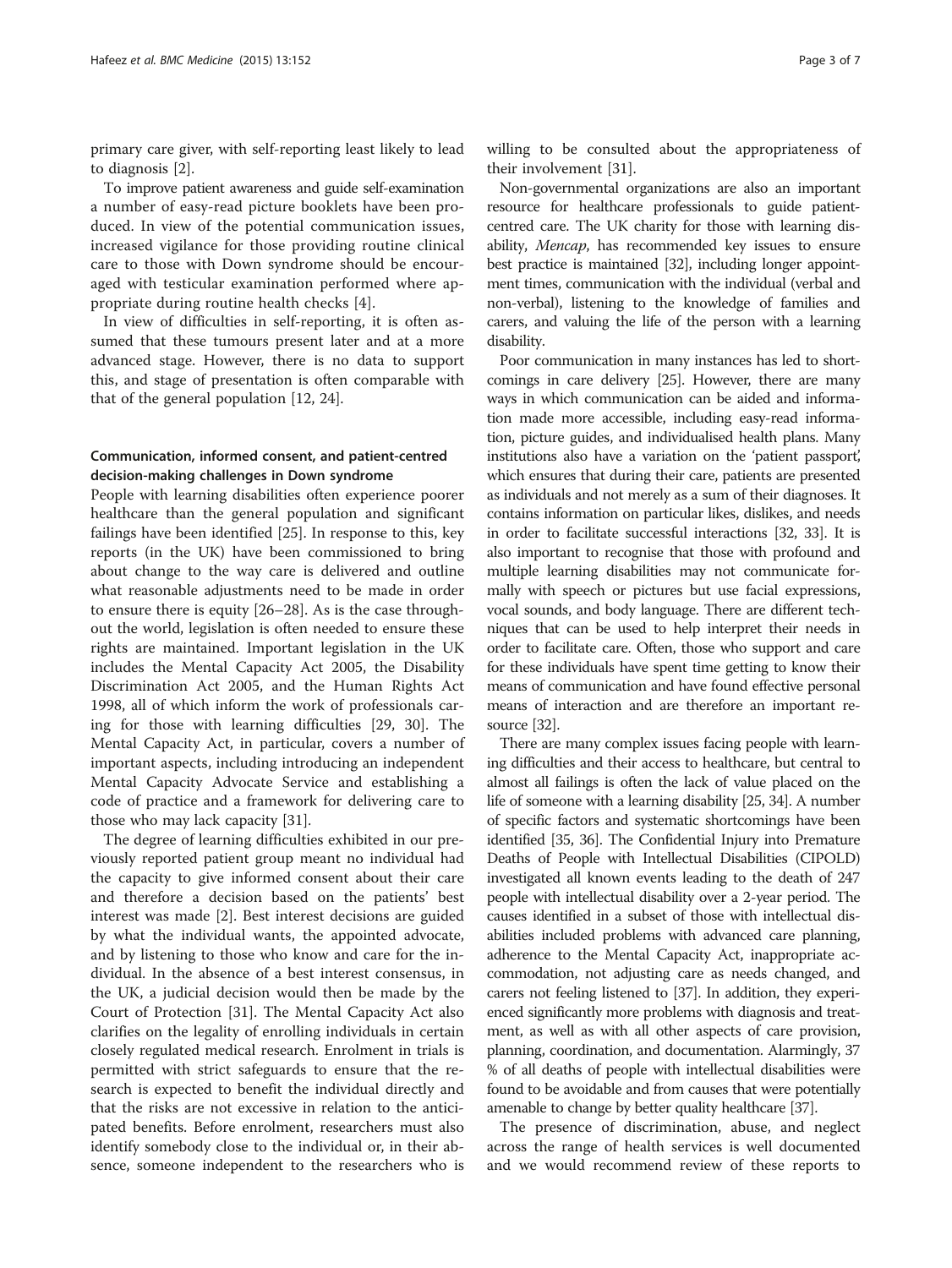primary care giver, with self-reporting least likely to lead to diagnosis [2].

To improve patient awareness and guide self-examination a number of easy-read picture booklets have been produced. In view of the potential communication issues, increased vigilance for those providing routine clinical care to those with Down syndrome should be encouraged with testicular examination performed where appropriate during routine health checks [4].

In view of difficulties in self-reporting, it is often assumed that these tumours present later and at a more advanced stage. However, there is no data to support this, and stage of presentation is often comparable with that of the general population [12, 24].

## Communication, informed consent, and patient-centred decision-making challenges in Down syndrome

People with learning disabilities often experience poorer healthcare than the general population and significant failings have been identified [25]. In response to this, key reports (in the UK) have been commissioned to bring about change to the way care is delivered and outline what reasonable adjustments need to be made in order to ensure there is equity [26–28]. As is the case throughout the world, legislation is often needed to ensure these rights are maintained. Important legislation in the UK includes the Mental Capacity Act 2005, the Disability Discrimination Act 2005, and the Human Rights Act 1998, all of which inform the work of professionals caring for those with learning difficulties [29, 30]. The Mental Capacity Act, in particular, covers a number of important aspects, including introducing an independent Mental Capacity Advocate Service and establishing a code of practice and a framework for delivering care to those who may lack capacity [31].

The degree of learning difficulties exhibited in our previously reported patient group meant no individual had the capacity to give informed consent about their care and therefore a decision based on the patients' best interest was made [2]. Best interest decisions are guided by what the individual wants, the appointed advocate, and by listening to those who know and care for the individual. In the absence of a best interest consensus, in the UK, a judicial decision would then be made by the Court of Protection [31]. The Mental Capacity Act also clarifies on the legality of enrolling individuals in certain closely regulated medical research. Enrolment in trials is permitted with strict safeguards to ensure that the research is expected to benefit the individual directly and that the risks are not excessive in relation to the anticipated benefits. Before enrolment, researchers must also identify somebody close to the individual or, in their absence, someone independent to the researchers who is willing to be consulted about the appropriateness of their involvement [31].

Non-governmental organizations are also an important resource for healthcare professionals to guide patient-centred care. The UK charity for those with learning disability, *Mencap*, has recommended key issues to ensure best practice is maintained [32], including longer appointment times, communication with the individual (verbal and non-verbal), listening to the knowledge of families and carers, and valuing the life of the person with a learning disability.

Poor communication in many instances has led to shortcomings in care delivery [25]. However, there are many ways in which communication can be aided and information made more accessible, including easy-read information, picture guides, and individualised health plans. Many institutions also have a variation on the 'patient passport', which ensures that during their care, patients are presented as individuals and not merely as a sum of their diagnoses. It contains information on particular likes, dislikes, and needs in order to facilitate successful interactions [32, 33]. It is also important to recognise that those with profound and multiple learning disabilities may not communicate formally with speech or pictures but use facial expressions, vocal sounds, and body language. There are different techniques that can be used to help interpret their needs in order to facilitate care. Often, those who support and care for these individuals have spent time getting to know their means of communication and have found effective personal means of interaction and are therefore an important resource [32].

There are many complex issues facing people with learning difficulties and their access to healthcare, but central to almost all failings is often the lack of value placed on the life of someone with a learning disability [25, 34]. A number of specific factors and systematic shortcomings have been identified [35, 36]. The Confidential Injury into Premature Deaths of People with Intellectual Disabilities (CIPOLD) investigated all known events leading to the death of 247 people with intellectual disability over a 2-year period. The causes identified in a subset of those with intellectual disabilities included problems with advanced care planning, adherence to the Mental Capacity Act, inappropriate accommodation, not adjusting care as needs changed, and carers not feeling listened to [37]. In addition, they experienced significantly more problems with diagnosis and treatment, as well as with all other aspects of care provision, planning, coordination, and documentation. Alarmingly, 37 % of all deaths of people with intellectual disabilities were found to be avoidable and from causes that were potentially amenable to change by better quality healthcare [37].

The presence of discrimination, abuse, and neglect across the range of health services is well documented and we would recommend review of these reports to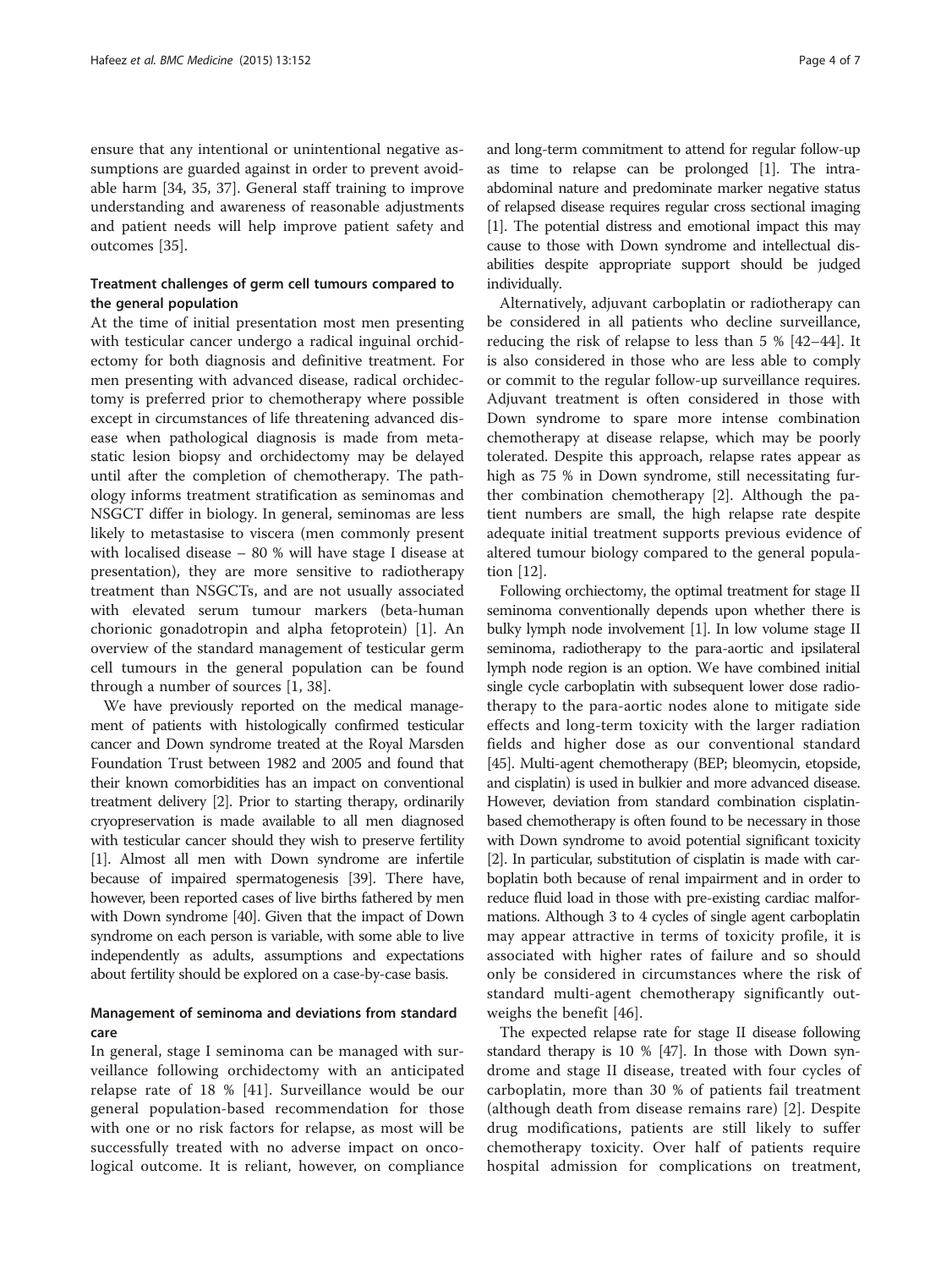ensure that any intentional or unintentional negative assumptions are guarded against in order to prevent avoidable harm [34, 35, 37]. General staff training to improve understanding and awareness of reasonable adjustments and patient needs will help improve patient safety and outcomes [35].

## Treatment challenges of germ cell tumours compared to the general population

At the time of initial presentation most men presenting with testicular cancer undergo a radical inguinal orchidectomy for both diagnosis and definitive treatment. For men presenting with advanced disease, radical orchidectomy is preferred prior to chemotherapy where possible except in circumstances of life threatening advanced disease when pathological diagnosis is made from metastatic lesion biopsy and orchidectomy may be delayed until after the completion of chemotherapy. The pathology informs treatment stratification as seminomas and NSGCT differ in biology. In general, seminomas are less likely to metastasise to viscera (men commonly present with localised disease – 80 % will have stage I disease at presentation), they are more sensitive to radiotherapy treatment than NSGCTs, and are not usually associated with elevated serum tumour markers (beta-human chorionic gonadotropin and alpha fetoprotein) [1]. An overview of the standard management of testicular germ cell tumours in the general population can be found through a number of sources [1, 38].

We have previously reported on the medical management of patients with histologically confirmed testicular cancer and Down syndrome treated at the Royal Marsden Foundation Trust between 1982 and 2005 and found that their known comorbidities has an impact on conventional treatment delivery [2]. Prior to starting therapy, ordinarily cryopreservation is made available to all men diagnosed with testicular cancer should they wish to preserve fertility [1]. Almost all men with Down syndrome are infertile because of impaired spermatogenesis [39]. There have, however, been reported cases of live births fathered by men with Down syndrome [40]. Given that the impact of Down syndrome on each person is variable, with some able to live independently as adults, assumptions and expectations about fertility should be explored on a case-by-case basis.

## Management of seminoma and deviations from standard care

In general, stage I seminoma can be managed with surveillance following orchidectomy with an anticipated relapse rate of 18 % [41]. Surveillance would be our general population-based recommendation for those with one or no risk factors for relapse, as most will be successfully treated with no adverse impact on oncological outcome. It is reliant, however, on compliance and long-term commitment to attend for regular follow-up as time to relapse can be prolonged [1]. The intra-abdominal nature and predominate marker negative status of relapsed disease requires regular cross sectional imaging [1]. The potential distress and emotional impact this may cause to those with Down syndrome and intellectual disabilities despite appropriate support should be judged individually.

Alternatively, adjuvant carboplatin or radiotherapy can be considered in all patients who decline surveillance, reducing the risk of relapse to less than 5 % [42–44]. It is also considered in those who are less able to comply or commit to the regular follow-up surveillance requires. Adjuvant treatment is often considered in those with Down syndrome to spare more intense combination chemotherapy at disease relapse, which may be poorly tolerated. Despite this approach, relapse rates appear as high as 75 % in Down syndrome, still necessitating further combination chemotherapy [2]. Although the patient numbers are small, the high relapse rate despite adequate initial treatment supports previous evidence of altered tumour biology compared to the general population [12].

Following orchiectomy, the optimal treatment for stage II seminoma conventionally depends upon whether there is bulky lymph node involvement [1]. In low volume stage II seminoma, radiotherapy to the para-aortic and ipsilateral lymph node region is an option. We have combined initial single cycle carboplatin with subsequent lower dose radiotherapy to the para-aortic nodes alone to mitigate side effects and long-term toxicity with the larger radiation fields and higher dose as our conventional standard [45]. Multi-agent chemotherapy (BEP; bleomycin, etopside, and cisplatin) is used in bulkier and more advanced disease. However, deviation from standard combination cisplatin-based chemotherapy is often found to be necessary in those with Down syndrome to avoid potential significant toxicity [2]. In particular, substitution of cisplatin is made with carboplatin both because of renal impairment and in order to reduce fluid load in those with pre-existing cardiac malformations. Although 3 to 4 cycles of single agent carboplatin may appear attractive in terms of toxicity profile, it is associated with higher rates of failure and so should only be considered in circumstances where the risk of standard multi-agent chemotherapy significantly outweighs the benefit [46].

The expected relapse rate for stage II disease following standard therapy is 10 % [47]. In those with Down syndrome and stage II disease, treated with four cycles of carboplatin, more than 30 % of patients fail treatment (although death from disease remains rare) [2]. Despite drug modifications, patients are still likely to suffer chemotherapy toxicity. Over half of patients require hospital admission for complications on treatment,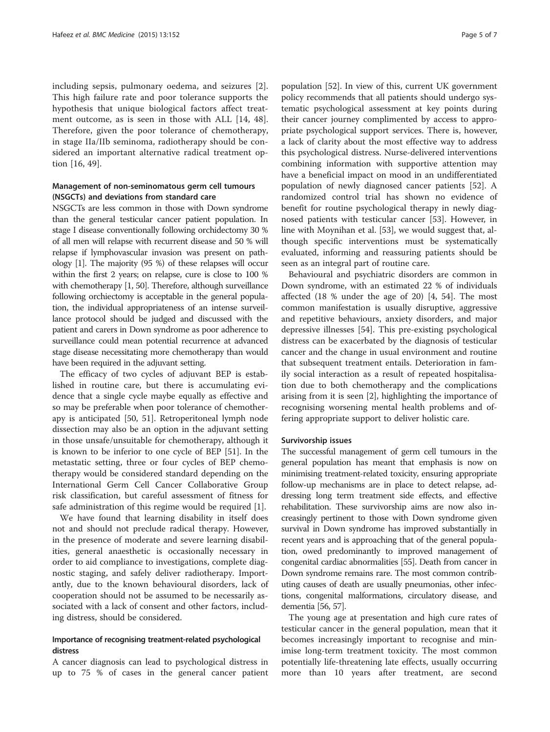including sepsis, pulmonary oedema, and seizures [2]. This high failure rate and poor tolerance supports the hypothesis that unique biological factors affect treatment outcome, as is seen in those with ALL [14, 48]. Therefore, given the poor tolerance of chemotherapy, in stage IIa/IIb seminoma, radiotherapy should be considered an important alternative radical treatment option [16, 49].

### Management of non-seminomatous germ cell tumours (NSGCTs) and deviations from standard care

NSGCTs are less common in those with Down syndrome than the general testicular cancer patient population. In stage I disease conventionally following orchidectomy 30 % of all men will relapse with recurrent disease and 50 % will relapse if lymphovascular invasion was present on pathology [1]. The majority (95 %) of these relapses will occur within the first 2 years; on relapse, cure is close to 100 % with chemotherapy [1, 50]. Therefore, although surveillance following orchiectomy is acceptable in the general population, the individual appropriateness of an intense surveillance protocol should be judged and discussed with the patient and carers in Down syndrome as poor adherence to surveillance could mean potential recurrence at advanced stage disease necessitating more chemotherapy than would have been required in the adjuvant setting.

The efficacy of two cycles of adjuvant BEP is established in routine care, but there is accumulating evidence that a single cycle maybe equally as effective and so may be preferable when poor tolerance of chemotherapy is anticipated [50, 51]. Retroperitoneal lymph node dissection may also be an option in the adjuvant setting in those unsafe/unsuitable for chemotherapy, although it is known to be inferior to one cycle of BEP [51]. In the metastatic setting, three or four cycles of BEP chemotherapy would be considered standard depending on the International Germ Cell Cancer Collaborative Group risk classification, but careful assessment of fitness for safe administration of this regime would be required [1].

We have found that learning disability in itself does not and should not preclude radical therapy. However, in the presence of moderate and severe learning disabilities, general anaesthetic is occasionally necessary in order to aid compliance to investigations, complete diagnostic staging, and safely deliver radiotherapy. Importantly, due to the known behavioural disorders, lack of cooperation should not be assumed to be necessarily associated with a lack of consent and other factors, including distress, should be considered.

### Importance of recognising treatment-related psychological distress

A cancer diagnosis can lead to psychological distress in up to 75 % of cases in the general cancer patient population [52]. In view of this, current UK government policy recommends that all patients should undergo systematic psychological assessment at key points during their cancer journey complimented by access to appropriate psychological support services. There is, however, a lack of clarity about the most effective way to address this psychological distress. Nurse-delivered interventions combining information with supportive attention may have a beneficial impact on mood in an undifferentiated population of newly diagnosed cancer patients [52]. A randomized control trial has shown no evidence of benefit for routine psychological therapy in newly diagnosed patients with testicular cancer [53]. However, in line with Moynihan et al. [53], we would suggest that, although specific interventions must be systematically evaluated, informing and reassuring patients should be seen as an integral part of routine care.

Behavioural and psychiatric disorders are common in Down syndrome, with an estimated 22 % of individuals affected (18 % under the age of 20) [4, 54]. The most common manifestation is usually disruptive, aggressive and repetitive behaviours, anxiety disorders, and major depressive illnesses [54]. This pre-existing psychological distress can be exacerbated by the diagnosis of testicular cancer and the change in usual environment and routine that subsequent treatment entails. Deterioration in family social interaction as a result of repeated hospitalisation due to both chemotherapy and the complications arising from it is seen [2], highlighting the importance of recognising worsening mental health problems and offering appropriate support to deliver holistic care.

### Survivorship issues

The successful management of germ cell tumours in the general population has meant that emphasis is now on minimising treatment-related toxicity, ensuring appropriate follow-up mechanisms are in place to detect relapse, addressing long term treatment side effects, and effective rehabilitation. These survivorship aims are now also increasingly pertinent to those with Down syndrome given survival in Down syndrome has improved substantially in recent years and is approaching that of the general population, owed predominantly to improved management of congenital cardiac abnormalities [55]. Death from cancer in Down syndrome remains rare. The most common contributing causes of death are usually pneumonias, other infections, congenital malformations, circulatory disease, and dementia [56, 57].

The young age at presentation and high cure rates of testicular cancer in the general population, mean that it becomes increasingly important to recognise and minimise long-term treatment toxicity. The most common potentially life-threatening late effects, usually occurring more than 10 years after treatment, are second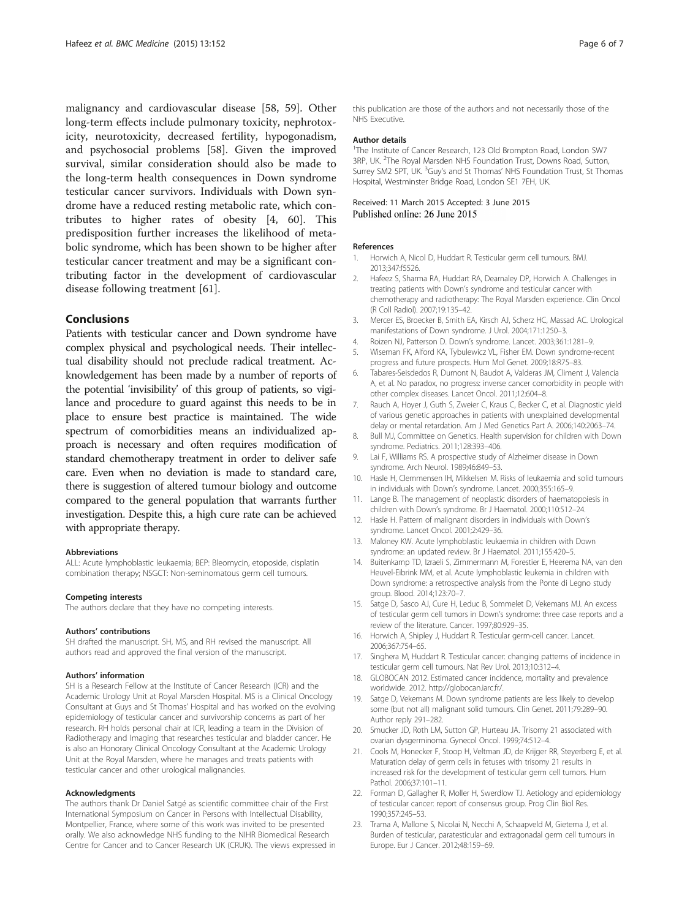malignancy and cardiovascular disease [58, 59]. Other long-term effects include pulmonary toxicity, nephrotoxicity, neurotoxicity, decreased fertility, hypogonadism, and psychosocial problems [58]. Given the improved survival, similar consideration should also be made to the long-term health consequences in Down syndrome testicular cancer survivors. Individuals with Down syndrome have a reduced resting metabolic rate, which contributes to higher rates of obesity [4, 60]. This predisposition further increases the likelihood of metabolic syndrome, which has been shown to be higher after testicular cancer treatment and may be a significant contributing factor in the development of cardiovascular disease following treatment [61].

## Conclusions

Patients with testicular cancer and Down syndrome have complex physical and psychological needs. Their intellectual disability should not preclude radical treatment. Acknowledgement has been made by a number of reports of the potential 'invisibility' of this group of patients, so vigilance and procedure to guard against this needs to be in place to ensure best practice is maintained. The wide spectrum of comorbidities means an individualized approach is necessary and often requires modification of standard chemotherapy treatment in order to deliver safe care. Even when no deviation is made to standard care, there is suggestion of altered tumour biology and outcome compared to the general population that warrants further investigation. Despite this, a high cure rate can be achieved with appropriate therapy.

#### Abbreviations

ALL: Acute lymphoblastic leukaemia; BEP: Bleomycin, etoposide, cisplatin combination therapy; NSGCT: Non-seminomatous germ cell tumours.

#### Competing interests

The authors declare that they have no competing interests.

#### Authors' contributions

SH drafted the manuscript. SH, MS, and RH revised the manuscript. All authors read and approved the final version of the manuscript.

#### Authors' information

SH is a Research Fellow at the Institute of Cancer Research (ICR) and the Academic Urology Unit at Royal Marsden Hospital. MS is a Clinical Oncology Consultant at Guys and St Thomas' Hospital and has worked on the evolving epidemiology of testicular cancer and survivorship concerns as part of her research. RH holds personal chair at ICR, leading a team in the Division of Radiotherapy and Imaging that researches testicular and bladder cancer. He is also an Honorary Clinical Oncology Consultant at the Academic Urology Unit at the Royal Marsden, where he manages and treats patients with testicular cancer and other urological malignancies.

#### Acknowledgments

The authors thank Dr Daniel Satgé as scientific committee chair of the First International Symposium on Cancer in Persons with Intellectual Disability, Montpellier, France, where some of this work was invited to be presented orally. We also acknowledge NHS funding to the NIHR Biomedical Research Centre for Cancer and to Cancer Research UK (CRUK). The views expressed in this publication are those of the authors and not necessarily those of the NHS Executive.

#### Author details

[1]The Institute of Cancer Research, 123 Old Brompton Road, London SW7 3RP, UK. [2]The Royal Marsden NHS Foundation Trust, Downs Road, Sutton, Surrey SM2 5PT, UK. [3]Guy's and St Thomas' NHS Foundation Trust, St Thomas Hospital, Westminster Bridge Road, London SE1 7EH, UK.

Received: 11 March 2015 Accepted: 3 June 2015
Published online: 26 June 2015

#### References

1. Horwich A, Nicol D, Huddart R. Testicular germ cell tumours. BMJ. 2013;347:f5526.
2. Hafeez S, Sharma RA, Huddart RA, Dearnaley DP, Horwich A. Challenges in treating patients with Down's syndrome and testicular cancer with chemotherapy and radiotherapy: The Royal Marsden experience. Clin Oncol (R Coll Radiol). 2007;19:135–42.
3. Mercer ES, Broecker B, Smith EA, Kirsch AJ, Scherz HC, Massad AC. Urological manifestations of Down syndrome. J Urol. 2004;171:1250–3.
4. Roizen NJ, Patterson D. Down's syndrome. Lancet. 2003;361:1281–9.
5. Wiseman FK, Alford KA, Tybulewicz VL, Fisher EM. Down syndrome-recent progress and future prospects. Hum Mol Genet. 2009;18:R75–83.
6. Tabares-Seisdedos R, Dumont N, Baudot A, Valderas JM, Climent J, Valencia A, et al. No paradox, no progress: inverse cancer comorbidity in people with other complex diseases. Lancet Oncol. 2011;12:604–8.
7. Rauch A, Hoyer J, Guth S, Zweier C, Kraus C, Becker C, et al. Diagnostic yield of various genetic approaches in patients with unexplained developmental delay or mental retardation. Am J Med Genetics Part A. 2006;140:2063–74.
8. Bull MJ, Committee on Genetics. Health supervision for children with Down syndrome. Pediatrics. 2011;128:393–406.
9. Lai F, Williams RS. A prospective study of Alzheimer disease in Down syndrome. Arch Neurol. 1989;46:849–53.
10. Hasle H, Clemmensen IH, Mikkelsen M. Risks of leukaemia and solid tumours in individuals with Down's syndrome. Lancet. 2000;355:165–9.
11. Lange B. The management of neoplastic disorders of haematopoiesis in children with Down's syndrome. Br J Haematol. 2000;110:512–24.
12. Hasle H. Pattern of malignant disorders in individuals with Down's syndrome. Lancet Oncol. 2001;2:429–36.
13. Maloney KW. Acute lymphoblastic leukaemia in children with Down syndrome: an updated review. Br J Haematol. 2011;155:420–5.
14. Buitenkamp TD, Izraeli S, Zimmermann M, Forestier E, Heerema NA, van den Heuvel-Eibrink MM, et al. Acute lymphoblastic leukemia in children with Down syndrome: a retrospective analysis from the Ponte di Legno study group. Blood. 2014;123:70–7.
15. Satge D, Sasco AJ, Cure H, Leduc B, Sommelet D, Vekemans MJ. An excess of testicular germ cell tumors in Down's syndrome: three case reports and a review of the literature. Cancer. 1997;80:929–35.
16. Horwich A, Shipley J, Huddart R. Testicular germ-cell cancer. Lancet. 2006;367:754–65.
17. Singhera M, Huddart R. Testicular cancer: changing patterns of incidence in testicular germ cell tumours. Nat Rev Urol. 2013;10:312–4.
18. GLOBOCAN 2012. Estimated cancer incidence, mortality and prevalence worldwide. 2012. http://globocan.iarc.fr/.
19. Satge D, Vekemans M. Down syndrome patients are less likely to develop some (but not all) malignant solid tumours. Clin Genet. 2011;79:289–90. Author reply 291–282.
20. Smucker JD, Roth LM, Sutton GP, Hurteau JA. Trisomy 21 associated with ovarian dysgerminoma. Gynecol Oncol. 1999;74:512–4.
21. Cools M, Honecker F, Stoop H, Veltman JD, de Krijger RR, Steyerberg E, et al. Maturation delay of germ cells in fetuses with trisomy 21 results in increased risk for the development of testicular germ cell tumors. Hum Pathol. 2006;37:101–11.
22. Forman D, Gallagher R, Moller H, Swerdlow TJ. Aetiology and epidemiology of testicular cancer: report of consensus group. Prog Clin Biol Res. 1990;357:245–53.
23. Trama A, Mallone S, Nicolai N, Necchi A, Schaapveld M, Gietema J, et al. Burden of testicular, paratesticular and extragonadal germ cell tumours in Europe. Eur J Cancer. 2012;48:159–69.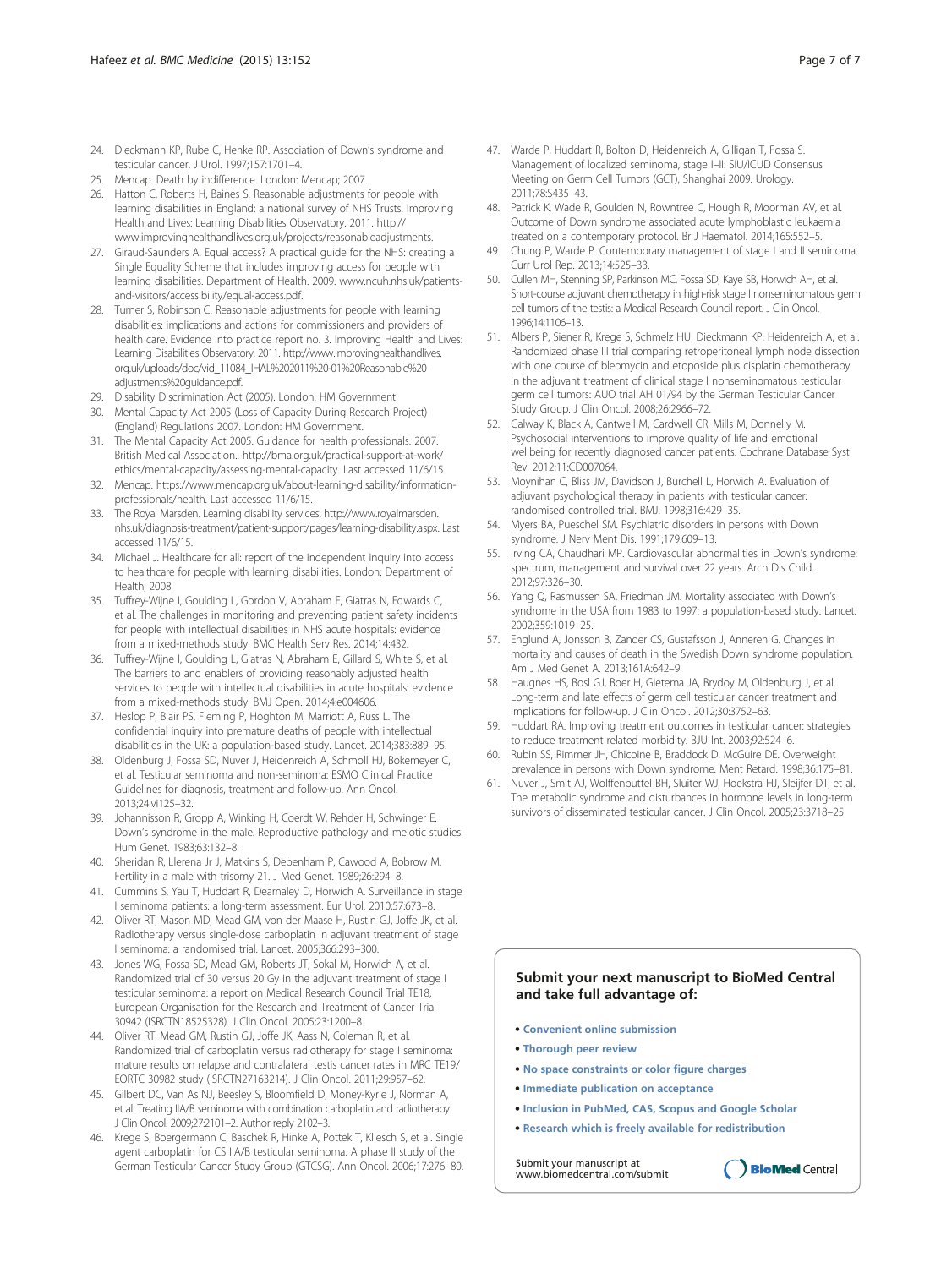24. Dieckmann KP, Rube C, Henke RP. Association of Down's syndrome and testicular cancer. J Urol. 1997;157:1701–4.
25. Mencap. Death by indifference. London: Mencap; 2007.
26. Hatton C, Roberts H, Baines S. Reasonable adjustments for people with learning disabilities in England: a national survey of NHS Trusts. Improving Health and Lives: Learning Disabilities Observatory. 2011. http://www.improvinghealthandlives.org.uk/projects/reasonableadjustments.
27. Giraud-Saunders A. Equal access? A practical guide for the NHS: creating a Single Equality Scheme that includes improving access for people with learning disabilities. Department of Health. 2009. www.ncuh.nhs.uk/patients-and-visitors/accessibility/equal-access.pdf.
28. Turner S, Robinson C. Reasonable adjustments for people with learning disabilities: implications and actions for commissioners and providers of health care. Evidence into practice report no. 3. Improving Health and Lives: Learning Disabilities Observatory. 2011. http://www.improvinghealthandlives.org.uk/uploads/doc/vid_11084_IHAL%202011%20-01%20Reasonable%20adjustments%20guidance.pdf.
29. Disability Discrimination Act (2005). London: HM Government.
30. Mental Capacity Act 2005 (Loss of Capacity During Research Project) (England) Regulations 2007. London: HM Government.
31. The Mental Capacity Act 2005. Guidance for health professionals. 2007. British Medical Association.. http://bma.org.uk/practical-support-at-work/ethics/mental-capacity/assessing-mental-capacity. Last accessed 11/6/15.
32. Mencap. https://www.mencap.org.uk/about-learning-disability/information-professionals/health. Last accessed 11/6/15.
33. The Royal Marsden. Learning disability services. http://www.royalmarsden.nhs.uk/diagnosis-treatment/patient-support/pages/learning-disability.aspx. Last accessed 11/6/15.
34. Michael J. Healthcare for all: report of the independent inquiry into access to healthcare for people with learning disabilities. London: Department of Health; 2008.
35. Tuffrey-Wijne I, Goulding L, Gordon V, Abraham E, Giatras N, Edwards C, et al. The challenges in monitoring and preventing patient safety incidents for people with intellectual disabilities in NHS acute hospitals: evidence from a mixed-methods study. BMC Health Serv Res. 2014;14:432.
36. Tuffrey-Wijne I, Goulding L, Giatras N, Abraham E, Gillard S, White S, et al. The barriers to and enablers of providing reasonably adjusted health services to people with intellectual disabilities in acute hospitals: evidence from a mixed-methods study. BMJ Open. 2014;4:e004606.
37. Heslop P, Blair PS, Fleming P, Hoghton M, Marriott A, Russ L. The confidential inquiry into premature deaths of people with intellectual disabilities in the UK: a population-based study. Lancet. 2014;383:889–95.
38. Oldenburg J, Fossa SD, Nuver J, Heidenreich A, Schmoll HJ, Bokemeyer C, et al. Testicular seminoma and non-seminoma: ESMO Clinical Practice Guidelines for diagnosis, treatment and follow-up. Ann Oncol. 2013;24:vi125–32.
39. Johannisson R, Gropp A, Winking H, Coerdt W, Rehder H, Schwinger E. Down's syndrome in the male. Reproductive pathology and meiotic studies. Hum Genet. 1983;63:132–8.
40. Sheridan R, Llerena Jr J, Matkins S, Debenham P, Cawood A, Bobrow M. Fertility in a male with trisomy 21. J Med Genet. 1989;26:294–8.
41. Cummins S, Yau T, Huddart R, Dearnaley D, Horwich A. Surveillance in stage I seminoma patients: a long-term assessment. Eur Urol. 2010;57:673–8.
42. Oliver RT, Mason MD, Mead GM, von der Maase H, Rustin GJ, Joffe JK, et al. Radiotherapy versus single-dose carboplatin in adjuvant treatment of stage I seminoma: a randomised trial. Lancet. 2005;366:293–300.
43. Jones WG, Fossa SD, Mead GM, Roberts JT, Sokal M, Horwich A, et al. Randomized trial of 30 versus 20 Gy in the adjuvant treatment of stage I testicular seminoma: a report on Medical Research Council Trial TE18, European Organisation for the Research and Treatment of Cancer Trial 30942 (ISRCTN18525328). J Clin Oncol. 2005;23:1200–8.
44. Oliver RT, Mead GM, Rustin GJ, Joffe JK, Aass N, Coleman R, et al. Randomized trial of carboplatin versus radiotherapy for stage I seminoma: mature results on relapse and contralateral testis cancer rates in MRC TE19/EORTC 30982 study (ISRCTN27163214). J Clin Oncol. 2011;29:957–62.
45. Gilbert DC, Van As NJ, Beesley S, Bloomfield D, Money-Kyrle J, Norman A, et al. Treating IIA/B seminoma with combination carboplatin and radiotherapy. J Clin Oncol. 2009;27:2101–2. Author reply 2102–3.
46. Krege S, Boergermann C, Baschek R, Hinke A, Pottek T, Kliesch S, et al. Single agent carboplatin for CS IIA/B testicular seminoma. A phase II study of the German Testicular Cancer Study Group (GTCSG). Ann Oncol. 2006;17:276–80.
47. Warde P, Huddart R, Bolton D, Heidenreich A, Gilligan T, Fossa S. Management of localized seminoma, stage I–II: SIU/ICUD Consensus Meeting on Germ Cell Tumors (GCT), Shanghai 2009. Urology. 2011;78:S435–43.
48. Patrick K, Wade R, Goulden N, Rowntree C, Hough R, Moorman AV, et al. Outcome of Down syndrome associated acute lymphoblastic leukaemia treated on a contemporary protocol. Br J Haematol. 2014;165:552–5.
49. Chung P, Warde P. Contemporary management of stage I and II seminoma. Curr Urol Rep. 2013;14:525–33.
50. Cullen MH, Stenning SP, Parkinson MC, Fossa SD, Kaye SB, Horwich AH, et al. Short-course adjuvant chemotherapy in high-risk stage I nonseminomatous germ cell tumors of the testis: a Medical Research Council report. J Clin Oncol. 1996;14:1106–13.
51. Albers P, Siener R, Krege S, Schmelz HU, Dieckmann KP, Heidenreich A, et al. Randomized phase III trial comparing retroperitoneal lymph node dissection with one course of bleomycin and etoposide plus cisplatin chemotherapy in the adjuvant treatment of clinical stage I nonseminomatous testicular germ cell tumors: AUO trial AH 01/94 by the German Testicular Cancer Study Group. J Clin Oncol. 2008;26:2966–72.
52. Galway K, Black A, Cantwell M, Cardwell CR, Mills M, Donnelly M. Psychosocial interventions to improve quality of life and emotional wellbeing for recently diagnosed cancer patients. Cochrane Database Syst Rev. 2012;11:CD007064.
53. Moynihan C, Bliss JM, Davidson J, Burchell L, Horwich A. Evaluation of adjuvant psychological therapy in patients with testicular cancer: randomised controlled trial. BMJ. 1998;316:429–35.
54. Myers BA, Pueschel SM. Psychiatric disorders in persons with Down syndrome. J Nerv Ment Dis. 1991;179:609–13.
55. Irving CA, Chaudhari MP. Cardiovascular abnormalities in Down's syndrome: spectrum, management and survival over 22 years. Arch Dis Child. 2012;97:326–30.
56. Yang Q, Rasmussen SA, Friedman JM. Mortality associated with Down's syndrome in the USA from 1983 to 1997: a population-based study. Lancet. 2002;359:1019–25.
57. Englund A, Jonsson B, Zander CS, Gustafsson J, Anneren G. Changes in mortality and causes of death in the Swedish Down syndrome population. Am J Med Genet A. 2013;161A:642–9.
58. Haugnes HS, Bosl GJ, Boer H, Gietema JA, Brydoy M, Oldenburg J, et al. Long-term and late effects of germ cell testicular cancer treatment and implications for follow-up. J Clin Oncol. 2012;30:3752–63.
59. Huddart RA. Improving treatment outcomes in testicular cancer: strategies to reduce treatment related morbidity. BJU Int. 2003;92:524–6.
60. Rubin SS, Rimmer JH, Chicoine B, Braddock D, McGuire DE. Overweight prevalence in persons with Down syndrome. Ment Retard. 1998;36:175–81.
61. Nuver J, Smit AJ, Wolffenbuttel BH, Sluiter WJ, Hoekstra HJ, Sleijfer DT, et al. The metabolic syndrome and disturbances in hormone levels in long-term survivors of disseminated testicular cancer. J Clin Oncol. 2005;23:3718–25.

**Submit your next manuscript to BioMed Central and take full advantage of:**

- Convenient online submission
- Thorough peer review
- No space constraints or color figure charges
- Immediate publication on acceptance
- Inclusion in PubMed, CAS, Scopus and Google Scholar
- Research which is freely available for redistribution

Submit your manuscript at www.biomedcentral.com/submit

BioMed Central